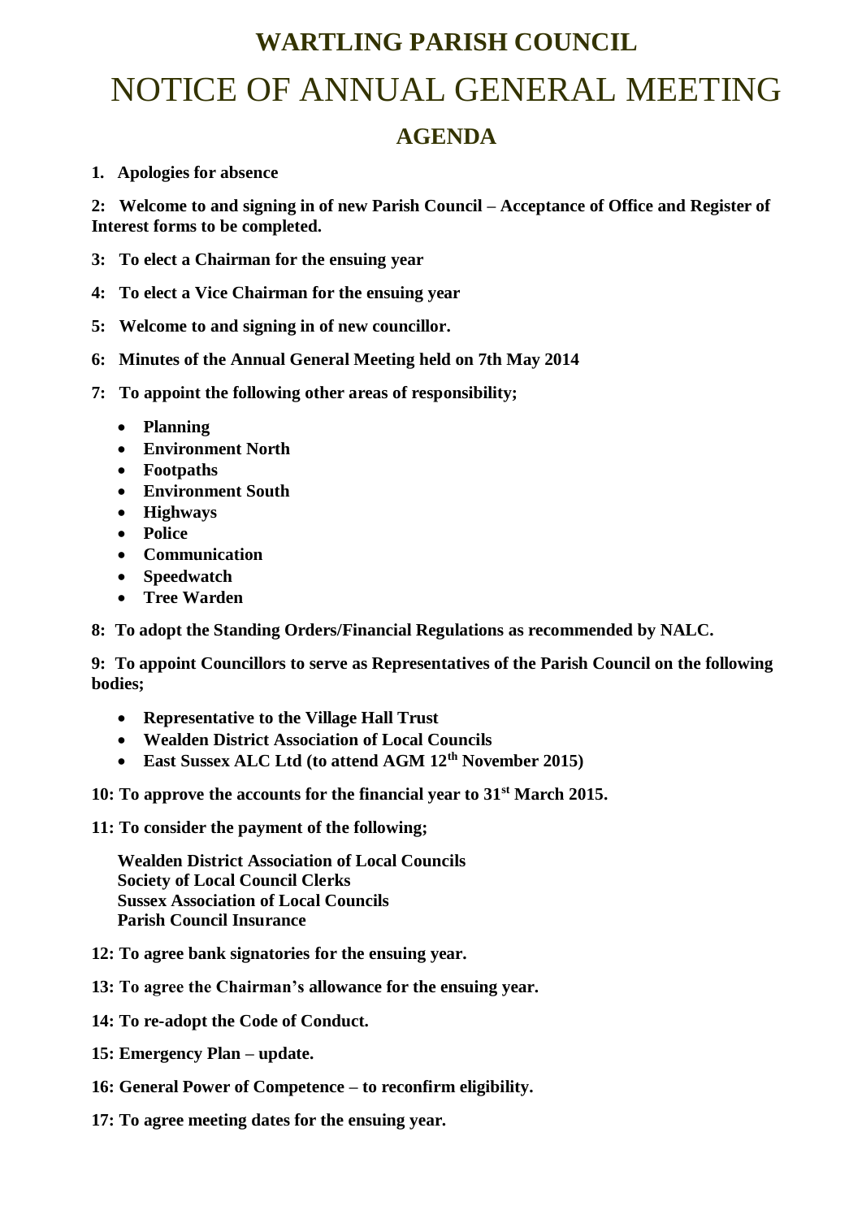# WARTLING PARISH COUNCIL

# NOTICE OF ANNUAL GENERAL MEETING

## AGENDA

**1. Apologies for absence**

**2: Welcome to and signing in of new Parish Council – Acceptance of Office and Register of Interest forms to be completed.**

**3: To elect a Chairman for the ensuing year**

**4: To elect a Vice Chairman for the ensuing year**

**5: Welcome to and signing in of new councillor.**

**6: Minutes of the Annual General Meeting held on 7th May 2014**

**7: To appoint the following other areas of responsibility;**

- **Planning**
- **Environment North**
- **Footpaths**
- **Environment South**
- **Highways**
- **Police**
- **Communication**
- **Speedwatch**
- **Tree Warden**

**8: To adopt the Standing Orders/Financial Regulations as recommended by NALC.**

**9: To appoint Councillors to serve as Representatives of the Parish Council on the following bodies;**

- **Representative to the Village Hall Trust**
- **Wealden District Association of Local Councils**
- **East Sussex ALC Ltd (to attend AGM 12th November 2015)**

**10: To approve the accounts for the financial year to 31st March 2015.**

**11: To consider the payment of the following;**

**Wealden District Association of Local Councils**
**Society of Local Council Clerks**
**Sussex Association of Local Councils**
**Parish Council Insurance**

**12: To agree bank signatories for the ensuing year.**

**13: To agree the Chairman's allowance for the ensuing year.**

**14: To re-adopt the Code of Conduct.**

**15: Emergency Plan – update.**

**16: General Power of Competence – to reconfirm eligibility.**

**17: To agree meeting dates for the ensuing year.**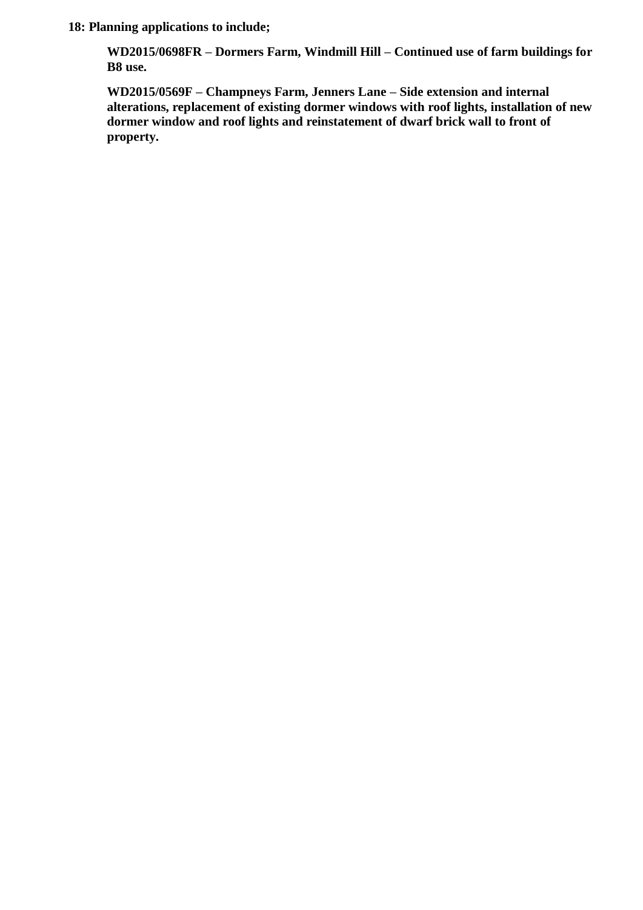**18: Planning applications to include;**

**WD2015/0698FR – Dormers Farm, Windmill Hill – Continued use of farm buildings for B8 use.**

**WD2015/0569F – Champneys Farm, Jenners Lane – Side extension and internal alterations, replacement of existing dormer windows with roof lights, installation of new dormer window and roof lights and reinstatement of dwarf brick wall to front of property.**